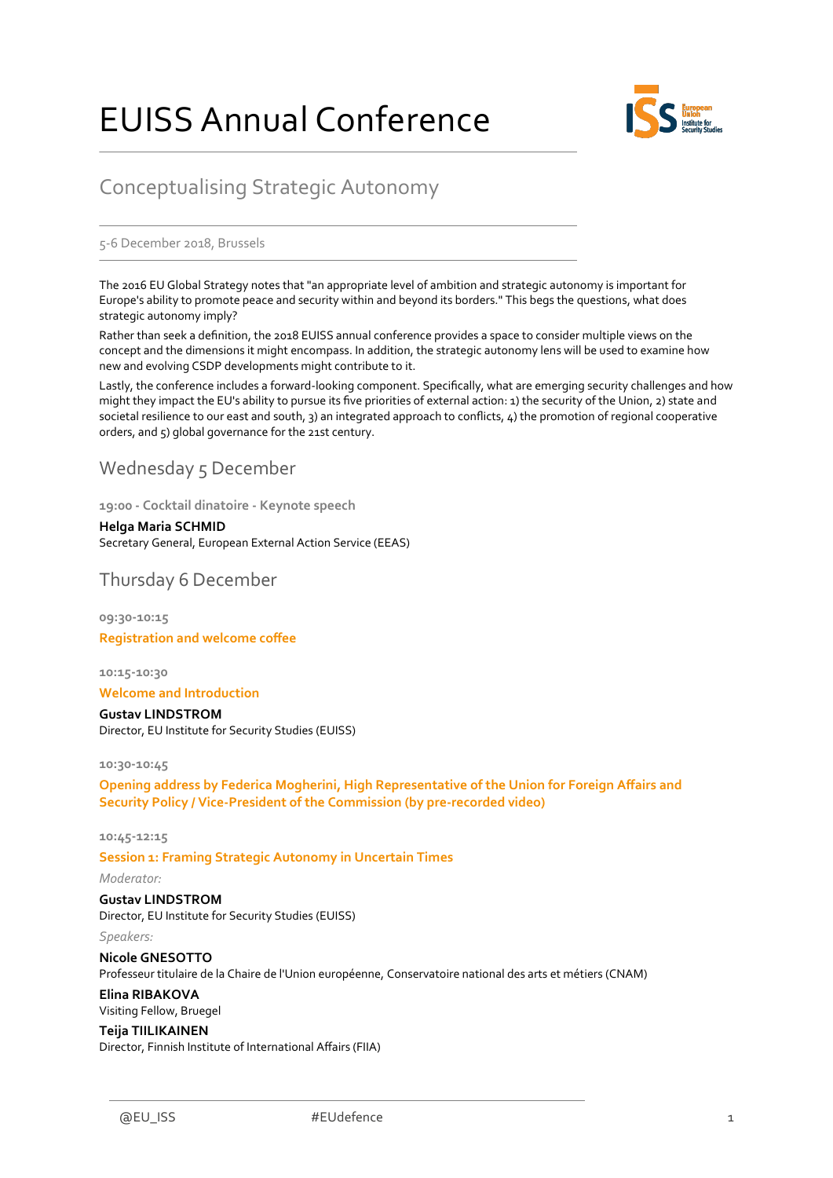# EUISS Annual Conference

## Conceptualising Strategic Autonomy

5-6 December 2018, Brussels

The 2016 EU Global Strategy notes that "an appropriate level of ambition and strategic autonomy is important for Europe's ability to promote peace and security within and beyond its borders." This begs the questions, what does strategic autonomy imply?

Rather than seek a definition, the 2018 EUISS annual conference provides a space to consider multiple views on the concept and the dimensions it might encompass. In addition, the strategic autonomy lens will be used to examine how new and evolving CSDP developments might contribute to it.

Lastly, the conference includes a forward-looking component. Specifically, what are emerging security challenges and how might they impact the EU's ability to pursue its five priorities of external action: 1) the security of the Union, 2) state and societal resilience to our east and south, 3) an integrated approach to conflicts, 4) the promotion of regional cooperative orders, and 5) global governance for the 21st century.

## Wednesday 5 December

**19:00 - Cocktail dinatoire - Keynote speech**

**Helga Maria SCHMID**
Secretary General, European External Action Service (EEAS)

## Thursday 6 December

**09:30-10:15**

**Registration and welcome coffee**

**10:15-10:30**

**Welcome and Introduction**

**Gustav LINDSTROM**
Director, EU Institute for Security Studies (EUISS)

**10:30-10:45**

**Opening address by Federica Mogherini, High Representative of the Union for Foreign Affairs and Security Policy / Vice-President of the Commission (by pre-recorded video)**

**10:45-12:15**

**Session 1: Framing Strategic Autonomy in Uncertain Times**

*Moderator:*

**Gustav LINDSTROM**
Director, EU Institute for Security Studies (EUISS)

*Speakers:*

**Nicole GNESOTTO**
Professeur titulaire de la Chaire de l'Union européenne, Conservatoire national des arts et métiers (CNAM)

**Elina RIBAKOVA**
Visiting Fellow, Bruegel

**Teija TIILIKAINEN**
Director, Finnish Institute of International Affairs (FIIA)

@EU_ISS #EUdefence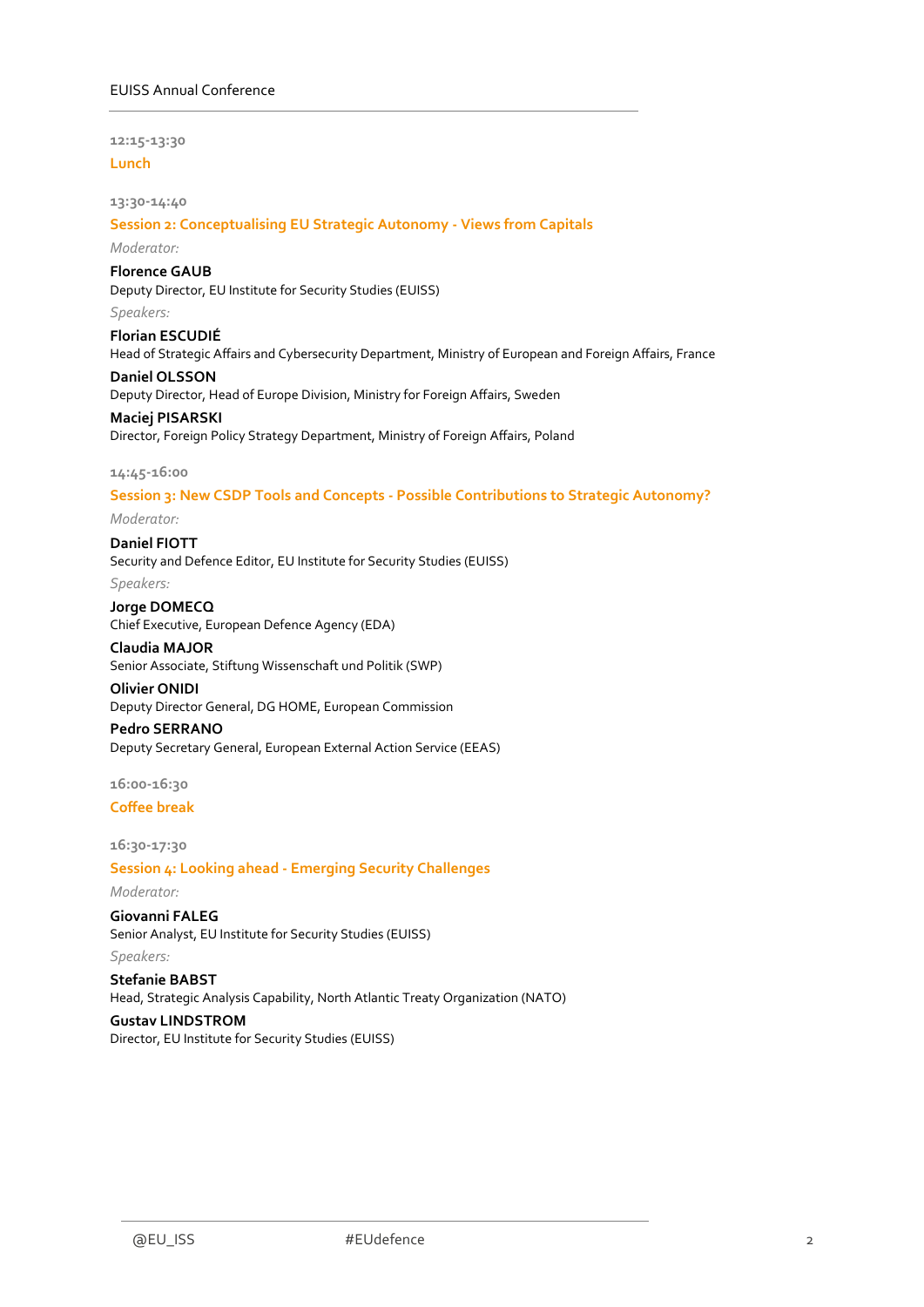**12:15-13:30**

**Lunch**

**13:30-14:40**

## Session 2: Conceptualising EU Strategic Autonomy - Views from Capitals

*Moderator:*

**Florence GAUB**
Deputy Director, EU Institute for Security Studies (EUISS)

*Speakers:*

**Florian ESCUDIÉ**
Head of Strategic Affairs and Cybersecurity Department, Ministry of European and Foreign Affairs, France

**Daniel OLSSON**
Deputy Director, Head of Europe Division, Ministry for Foreign Affairs, Sweden

**Maciej PISARSKI**
Director, Foreign Policy Strategy Department, Ministry of Foreign Affairs, Poland

**14:45-16:00**

## Session 3: New CSDP Tools and Concepts - Possible Contributions to Strategic Autonomy?

*Moderator:*

**Daniel FIOTT**
Security and Defence Editor, EU Institute for Security Studies (EUISS)

*Speakers:*

**Jorge DOMECQ**
Chief Executive, European Defence Agency (EDA)

**Claudia MAJOR**
Senior Associate, Stiftung Wissenschaft und Politik (SWP)

**Olivier ONIDI**
Deputy Director General, DG HOME, European Commission

**Pedro SERRANO**
Deputy Secretary General, European External Action Service (EEAS)

**16:00-16:30**

**Coffee break**

**16:30-17:30**

## Session 4: Looking ahead - Emerging Security Challenges

*Moderator:*

**Giovanni FALEG**
Senior Analyst, EU Institute for Security Studies (EUISS)

*Speakers:*

**Stefanie BABST**
Head, Strategic Analysis Capability, North Atlantic Treaty Organization (NATO)

**Gustav LINDSTROM**
Director, EU Institute for Security Studies (EUISS)